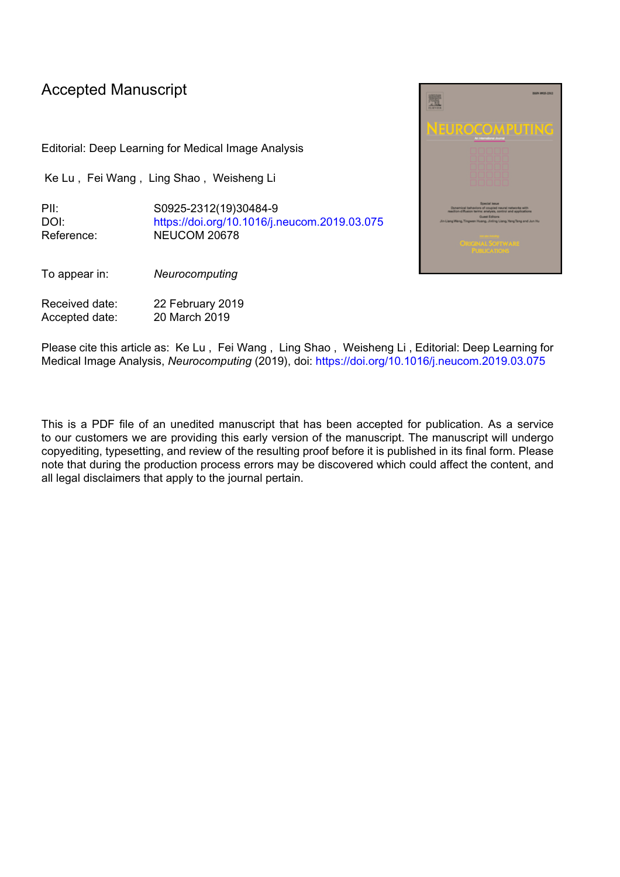Accepted Manuscript

Editorial: Deep Learning for Medical Image Analysis

Ke Lu , Fei Wang , Ling Shao , Weisheng Li

PII: S0925-2312(19)30484-9
DOI: https://doi.org/10.1016/j.neucom.2019.03.075
Reference: NEUCOM 20678

To appear in: *Neurocomputing*

Received date: 22 February 2019
Accepted date: 20 March 2019

Please cite this article as: Ke Lu , Fei Wang , Ling Shao , Weisheng Li , Editorial: Deep Learning for Medical Image Analysis, *Neurocomputing* (2019), doi: https://doi.org/10.1016/j.neucom.2019.03.075

This is a PDF file of an unedited manuscript that has been accepted for publication. As a service to our customers we are providing this early version of the manuscript. The manuscript will undergo copyediting, typesetting, and review of the resulting proof before it is published in its final form. Please note that during the production process errors may be discovered which could affect the content, and all legal disclaimers that apply to the journal pertain.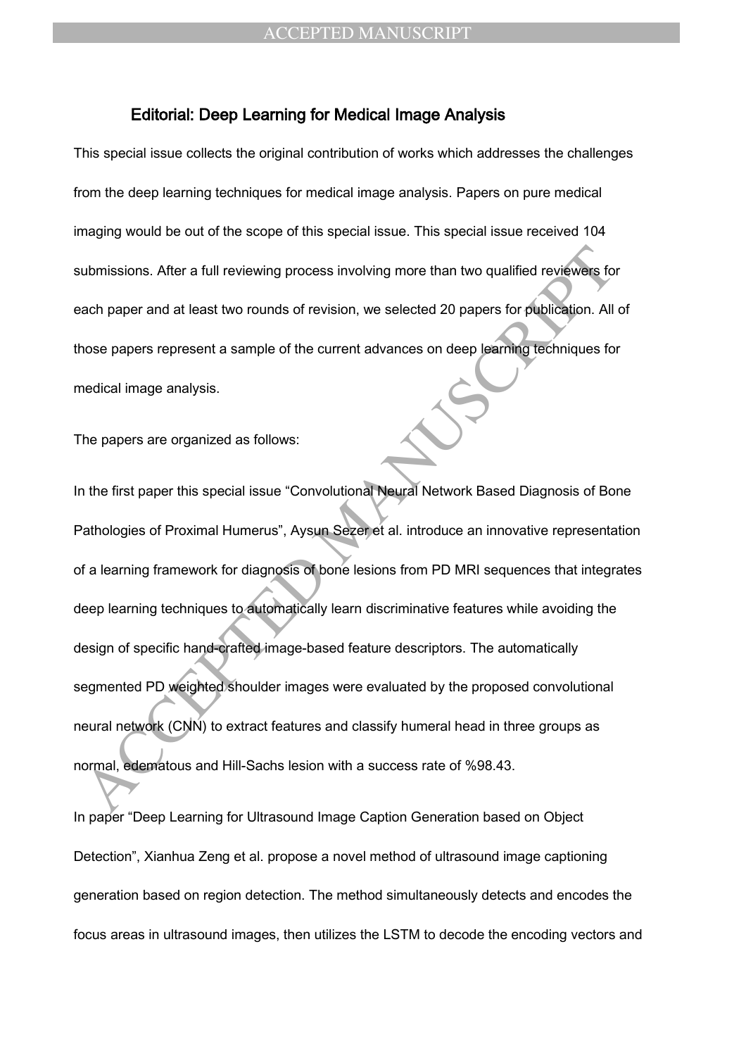# Editorial: Deep Learning for Medical Image Analysis

This special issue collects the original contribution of works which addresses the challenges from the deep learning techniques for medical image analysis. Papers on pure medical imaging would be out of the scope of this special issue. This special issue received 104 submissions. After a full reviewing process involving more than two qualified reviewers for each paper and at least two rounds of revision, we selected 20 papers for publication. All of those papers represent a sample of the current advances on deep learning techniques for medical image analysis.

The papers are organized as follows:

In the first paper this special issue "Convolutional Neural Network Based Diagnosis of Bone Pathologies of Proximal Humerus", Aysun Sezer et al. introduce an innovative representation of a learning framework for diagnosis of bone lesions from PD MRI sequences that integrates deep learning techniques to automatically learn discriminative features while avoiding the design of specific hand-crafted image-based feature descriptors. The automatically segmented PD weighted shoulder images were evaluated by the proposed convolutional neural network (CNN) to extract features and classify humeral head in three groups as normal, edematous and Hill-Sachs lesion with a success rate of %98.43.

In paper "Deep Learning for Ultrasound Image Caption Generation based on Object Detection", Xianhua Zeng et al. propose a novel method of ultrasound image captioning generation based on region detection. The method simultaneously detects and encodes the focus areas in ultrasound images, then utilizes the LSTM to decode the encoding vectors and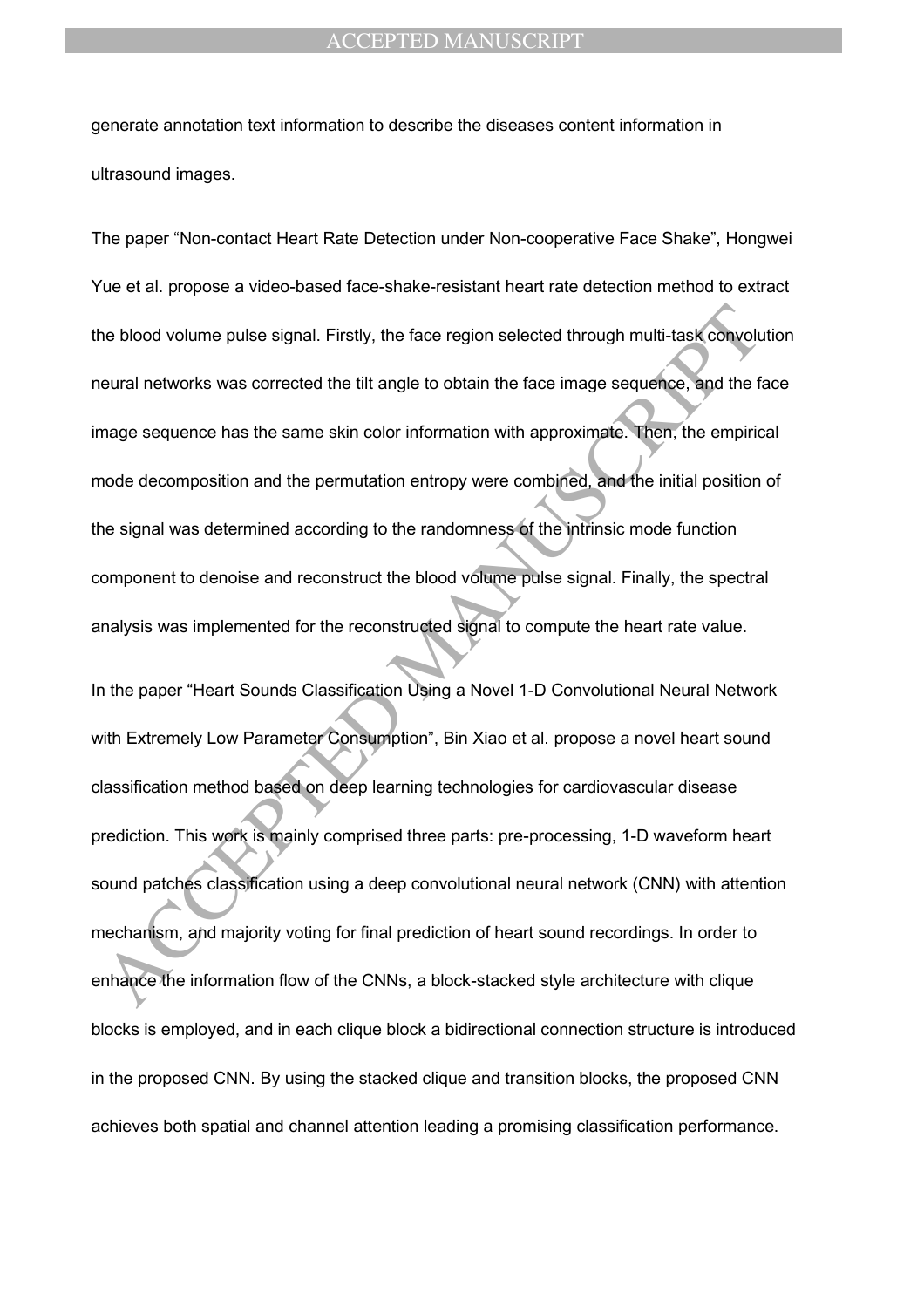generate annotation text information to describe the diseases content information in ultrasound images.

The paper "Non-contact Heart Rate Detection under Non-cooperative Face Shake", Hongwei Yue et al. propose a video-based face-shake-resistant heart rate detection method to extract the blood volume pulse signal. Firstly, the face region selected through multi-task convolution neural networks was corrected the tilt angle to obtain the face image sequence, and the face image sequence has the same skin color information with approximate. Then, the empirical mode decomposition and the permutation entropy were combined, and the initial position of the signal was determined according to the randomness of the intrinsic mode function component to denoise and reconstruct the blood volume pulse signal. Finally, the spectral analysis was implemented for the reconstructed signal to compute the heart rate value.

In the paper "Heart Sounds Classification Using a Novel 1-D Convolutional Neural Network with Extremely Low Parameter Consumption", Bin Xiao et al. propose a novel heart sound classification method based on deep learning technologies for cardiovascular disease prediction. This work is mainly comprised three parts: pre-processing, 1-D waveform heart sound patches classification using a deep convolutional neural network (CNN) with attention mechanism, and majority voting for final prediction of heart sound recordings. In order to enhance the information flow of the CNNs, a block-stacked style architecture with clique blocks is employed, and in each clique block a bidirectional connection structure is introduced in the proposed CNN. By using the stacked clique and transition blocks, the proposed CNN achieves both spatial and channel attention leading a promising classification performance.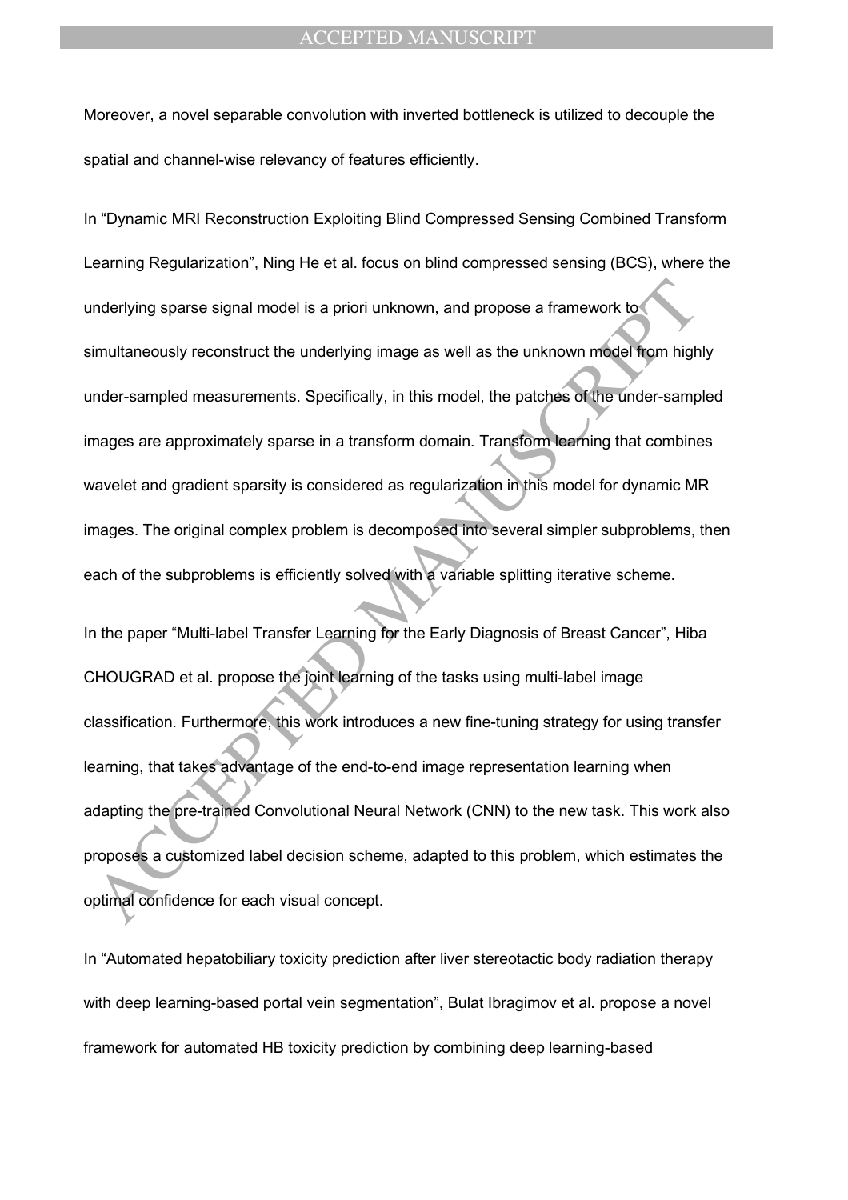Moreover, a novel separable convolution with inverted bottleneck is utilized to decouple the spatial and channel-wise relevancy of features efficiently.

In “Dynamic MRI Reconstruction Exploiting Blind Compressed Sensing Combined Transform Learning Regularization”, Ning He et al. focus on blind compressed sensing (BCS), where the underlying sparse signal model is a priori unknown, and propose a framework to simultaneously reconstruct the underlying image as well as the unknown model from highly under-sampled measurements. Specifically, in this model, the patches of the under-sampled images are approximately sparse in a transform domain. Transform learning that combines wavelet and gradient sparsity is considered as regularization in this model for dynamic MR images. The original complex problem is decomposed into several simpler subproblems, then each of the subproblems is efficiently solved with a variable splitting iterative scheme.

In the paper “Multi-label Transfer Learning for the Early Diagnosis of Breast Cancer”, Hiba CHOUGRAD et al. propose the joint learning of the tasks using multi-label image classification. Furthermore, this work introduces a new fine-tuning strategy for using transfer learning, that takes advantage of the end-to-end image representation learning when adapting the pre-trained Convolutional Neural Network (CNN) to the new task. This work also proposes a customized label decision scheme, adapted to this problem, which estimates the optimal confidence for each visual concept.

In “Automated hepatobiliary toxicity prediction after liver stereotactic body radiation therapy with deep learning-based portal vein segmentation”, Bulat Ibragimov et al. propose a novel framework for automated HB toxicity prediction by combining deep learning-based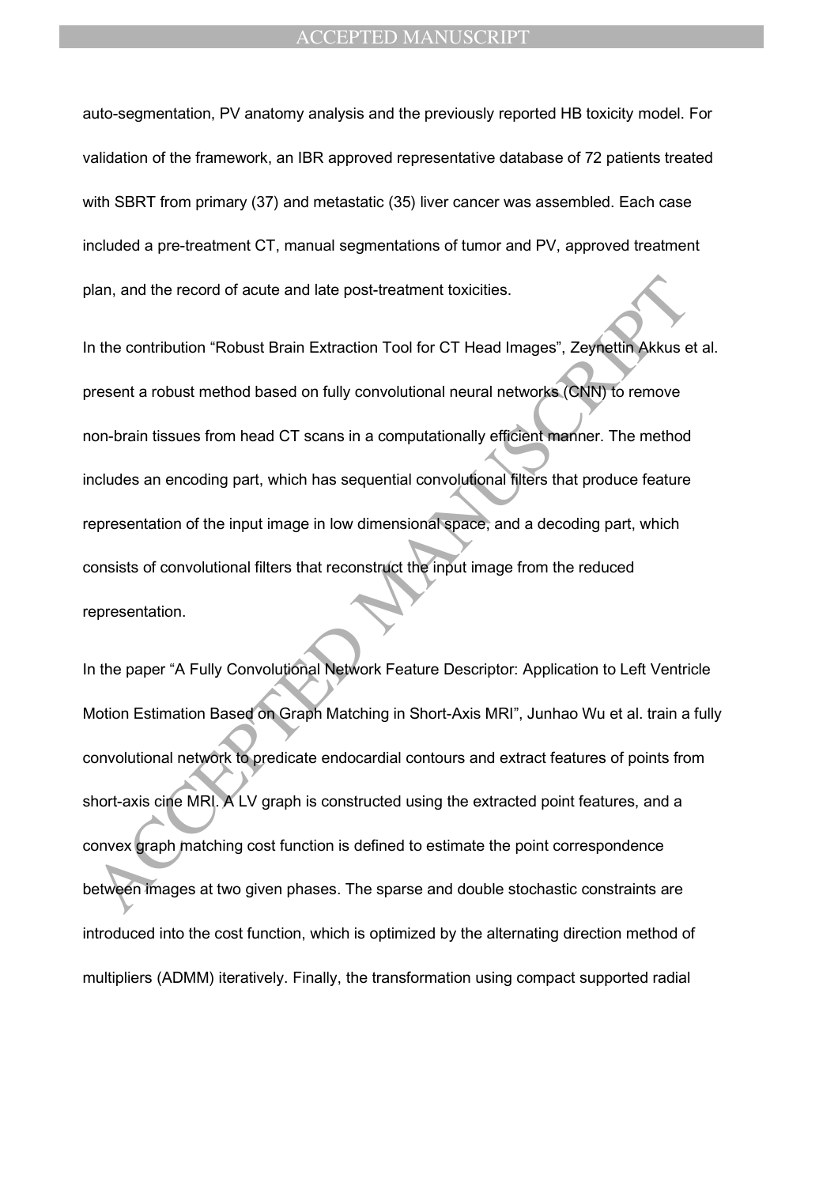auto-segmentation, PV anatomy analysis and the previously reported HB toxicity model. For validation of the framework, an IBR approved representative database of 72 patients treated with SBRT from primary (37) and metastatic (35) liver cancer was assembled. Each case included a pre-treatment CT, manual segmentations of tumor and PV, approved treatment plan, and the record of acute and late post-treatment toxicities.

In the contribution “Robust Brain Extraction Tool for CT Head Images”, Zeynettin Akkus et al. present a robust method based on fully convolutional neural networks (CNN) to remove non-brain tissues from head CT scans in a computationally efficient manner. The method includes an encoding part, which has sequential convolutional filters that produce feature representation of the input image in low dimensional space, and a decoding part, which consists of convolutional filters that reconstruct the input image from the reduced representation.

In the paper “A Fully Convolutional Network Feature Descriptor: Application to Left Ventricle Motion Estimation Based on Graph Matching in Short-Axis MRI”, Junhao Wu et al. train a fully convolutional network to predicate endocardial contours and extract features of points from short-axis cine MRI. A LV graph is constructed using the extracted point features, and a convex graph matching cost function is defined to estimate the point correspondence between images at two given phases. The sparse and double stochastic constraints are introduced into the cost function, which is optimized by the alternating direction method of multipliers (ADMM) iteratively. Finally, the transformation using compact supported radial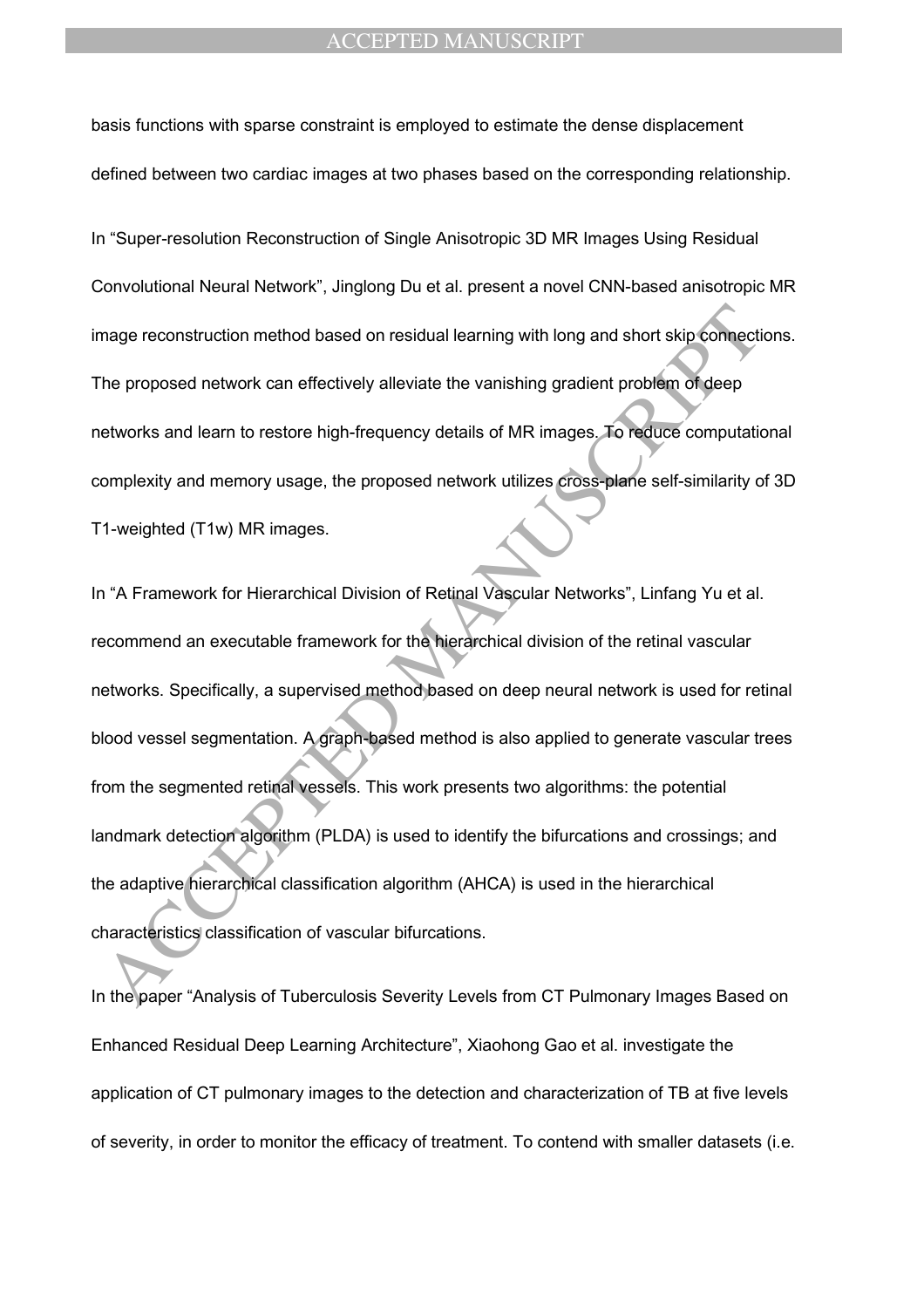basis functions with sparse constraint is employed to estimate the dense displacement defined between two cardiac images at two phases based on the corresponding relationship.

In "Super-resolution Reconstruction of Single Anisotropic 3D MR Images Using Residual Convolutional Neural Network", Jinglong Du et al. present a novel CNN-based anisotropic MR image reconstruction method based on residual learning with long and short skip connections. The proposed network can effectively alleviate the vanishing gradient problem of deep networks and learn to restore high-frequency details of MR images. To reduce computational complexity and memory usage, the proposed network utilizes cross-plane self-similarity of 3D T1-weighted (T1w) MR images.

In "A Framework for Hierarchical Division of Retinal Vascular Networks", Linfang Yu et al. recommend an executable framework for the hierarchical division of the retinal vascular networks. Specifically, a supervised method based on deep neural network is used for retinal blood vessel segmentation. A graph-based method is also applied to generate vascular trees from the segmented retinal vessels. This work presents two algorithms: the potential landmark detection algorithm (PLDA) is used to identify the bifurcations and crossings; and the adaptive hierarchical classification algorithm (AHCA) is used in the hierarchical characteristics classification of vascular bifurcations.

In the paper "Analysis of Tuberculosis Severity Levels from CT Pulmonary Images Based on Enhanced Residual Deep Learning Architecture", Xiaohong Gao et al. investigate the application of CT pulmonary images to the detection and characterization of TB at five levels of severity, in order to monitor the efficacy of treatment. To contend with smaller datasets (i.e.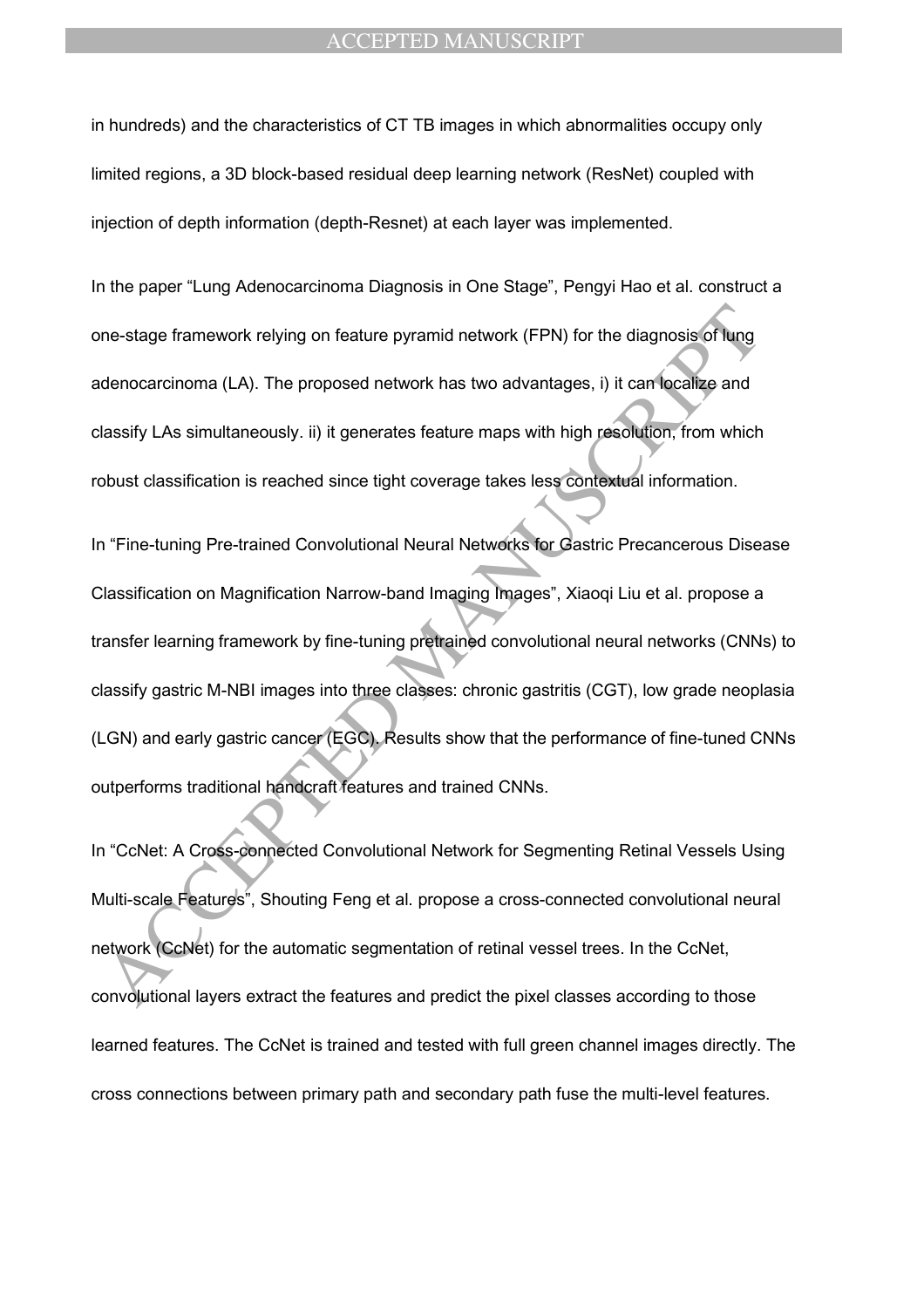in hundreds) and the characteristics of CT TB images in which abnormalities occupy only limited regions, a 3D block-based residual deep learning network (ResNet) coupled with injection of depth information (depth-Resnet) at each layer was implemented.

In the paper "Lung Adenocarcinoma Diagnosis in One Stage", Pengyi Hao et al. construct a one-stage framework relying on feature pyramid network (FPN) for the diagnosis of lung adenocarcinoma (LA). The proposed network has two advantages, i) it can localize and classify LAs simultaneously. ii) it generates feature maps with high resolution, from which robust classification is reached since tight coverage takes less contextual information.

In "Fine-tuning Pre-trained Convolutional Neural Networks for Gastric Precancerous Disease Classification on Magnification Narrow-band Imaging Images", Xiaoqi Liu et al. propose a transfer learning framework by fine-tuning pretrained convolutional neural networks (CNNs) to classify gastric M-NBI images into three classes: chronic gastritis (CGT), low grade neoplasia (LGN) and early gastric cancer (EGC). Results show that the performance of fine-tuned CNNs outperforms traditional handcraft features and trained CNNs.

In "CcNet: A Cross-connected Convolutional Network for Segmenting Retinal Vessels Using Multi-scale Features", Shouting Feng et al. propose a cross-connected convolutional neural network (CcNet) for the automatic segmentation of retinal vessel trees. In the CcNet, convolutional layers extract the features and predict the pixel classes according to those learned features. The CcNet is trained and tested with full green channel images directly. The cross connections between primary path and secondary path fuse the multi-level features.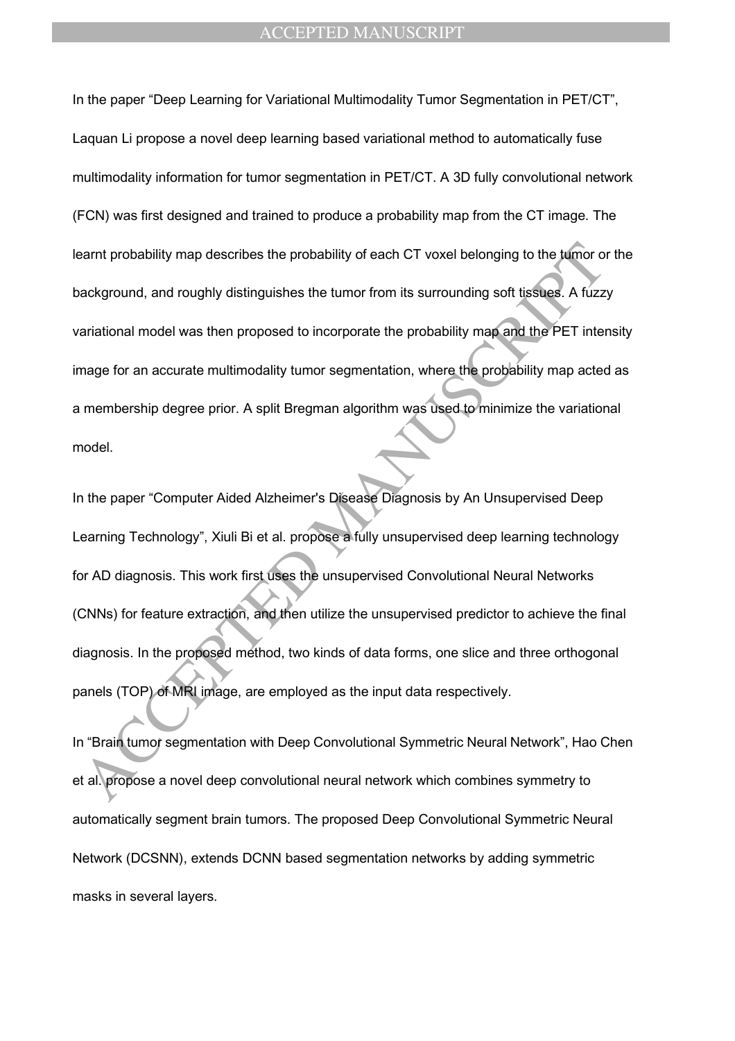In the paper "Deep Learning for Variational Multimodality Tumor Segmentation in PET/CT", Laquan Li propose a novel deep learning based variational method to automatically fuse multimodality information for tumor segmentation in PET/CT. A 3D fully convolutional network (FCN) was first designed and trained to produce a probability map from the CT image. The learnt probability map describes the probability of each CT voxel belonging to the tumor or the background, and roughly distinguishes the tumor from its surrounding soft tissues. A fuzzy variational model was then proposed to incorporate the probability map and the PET intensity image for an accurate multimodality tumor segmentation, where the probability map acted as a membership degree prior. A split Bregman algorithm was used to minimize the variational model.

In the paper "Computer Aided Alzheimer's Disease Diagnosis by An Unsupervised Deep Learning Technology", Xiuli Bi et al. propose a fully unsupervised deep learning technology for AD diagnosis. This work first uses the unsupervised Convolutional Neural Networks (CNNs) for feature extraction, and then utilize the unsupervised predictor to achieve the final diagnosis. In the proposed method, two kinds of data forms, one slice and three orthogonal panels (TOP) of MRI image, are employed as the input data respectively.

In "Brain tumor segmentation with Deep Convolutional Symmetric Neural Network", Hao Chen et al. propose a novel deep convolutional neural network which combines symmetry to automatically segment brain tumors. The proposed Deep Convolutional Symmetric Neural Network (DCSNN), extends DCNN based segmentation networks by adding symmetric masks in several layers.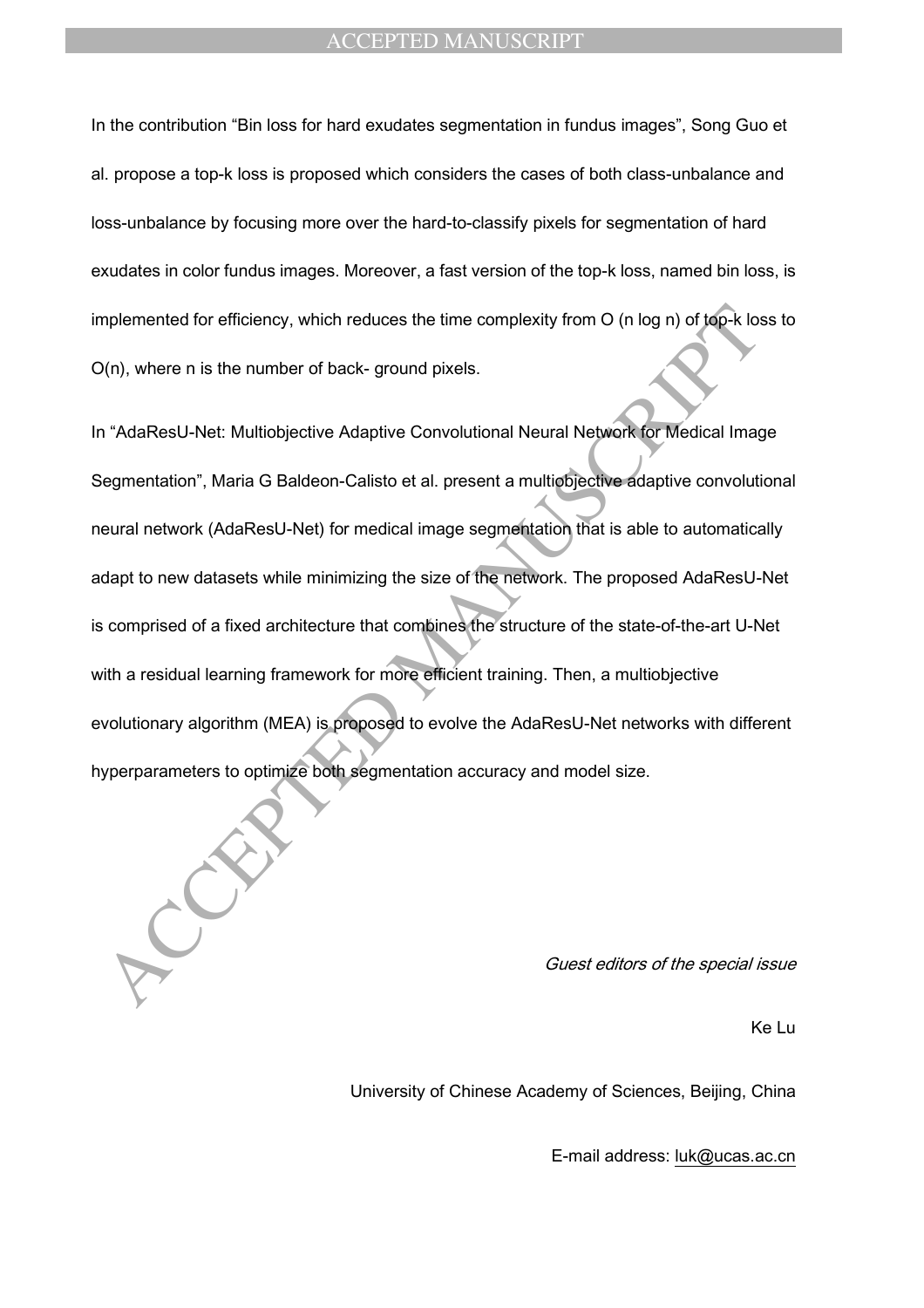In the contribution “Bin loss for hard exudates segmentation in fundus images”, Song Guo et al. propose a top-k loss is proposed which considers the cases of both class-unbalance and loss-unbalance by focusing more over the hard-to-classify pixels for segmentation of hard exudates in color fundus images. Moreover, a fast version of the top-k loss, named bin loss, is implemented for efficiency, which reduces the time complexity from O (n log n) of top-k loss to O(n), where n is the number of back- ground pixels.

In “AdaResU-Net: Multiobjective Adaptive Convolutional Neural Network for Medical Image Segmentation”, Maria G Baldeon-Calisto et al. present a multiobjective adaptive convolutional neural network (AdaResU-Net) for medical image segmentation that is able to automatically adapt to new datasets while minimizing the size of the network. The proposed AdaResU-Net is comprised of a fixed architecture that combines the structure of the state-of-the-art U-Net with a residual learning framework for more efficient training. Then, a multiobjective evolutionary algorithm (MEA) is proposed to evolve the AdaResU-Net networks with different hyperparameters to optimize both segmentation accuracy and model size.

*Guest editors of the special issue*

Ke Lu

University of Chinese Academy of Sciences, Beijing, China

E-mail address: luk@ucas.ac.cn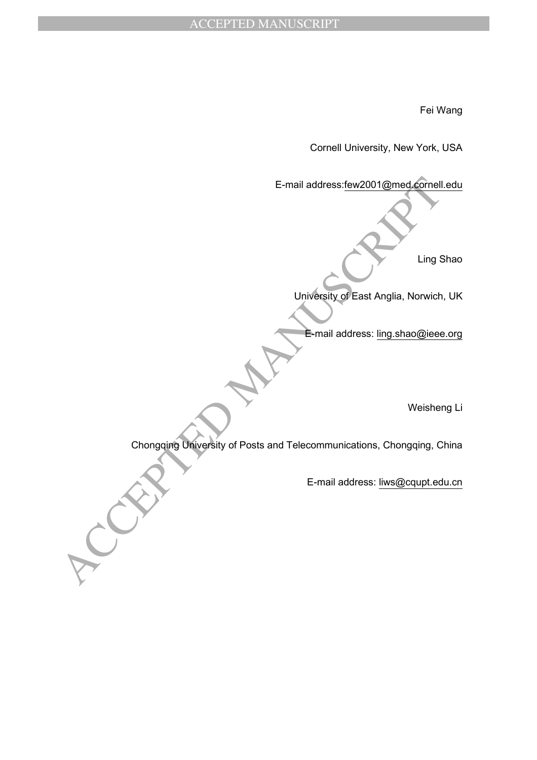Fei Wang

Cornell University, New York, USA

E-mail address:few2001@med.cornell.edu

Ling Shao

University of East Anglia, Norwich, UK

E-mail address: ling.shao@ieee.org

Weisheng Li

Chongqing University of Posts and Telecommunications, Chongqing, China

E-mail address: liws@cqupt.edu.cn